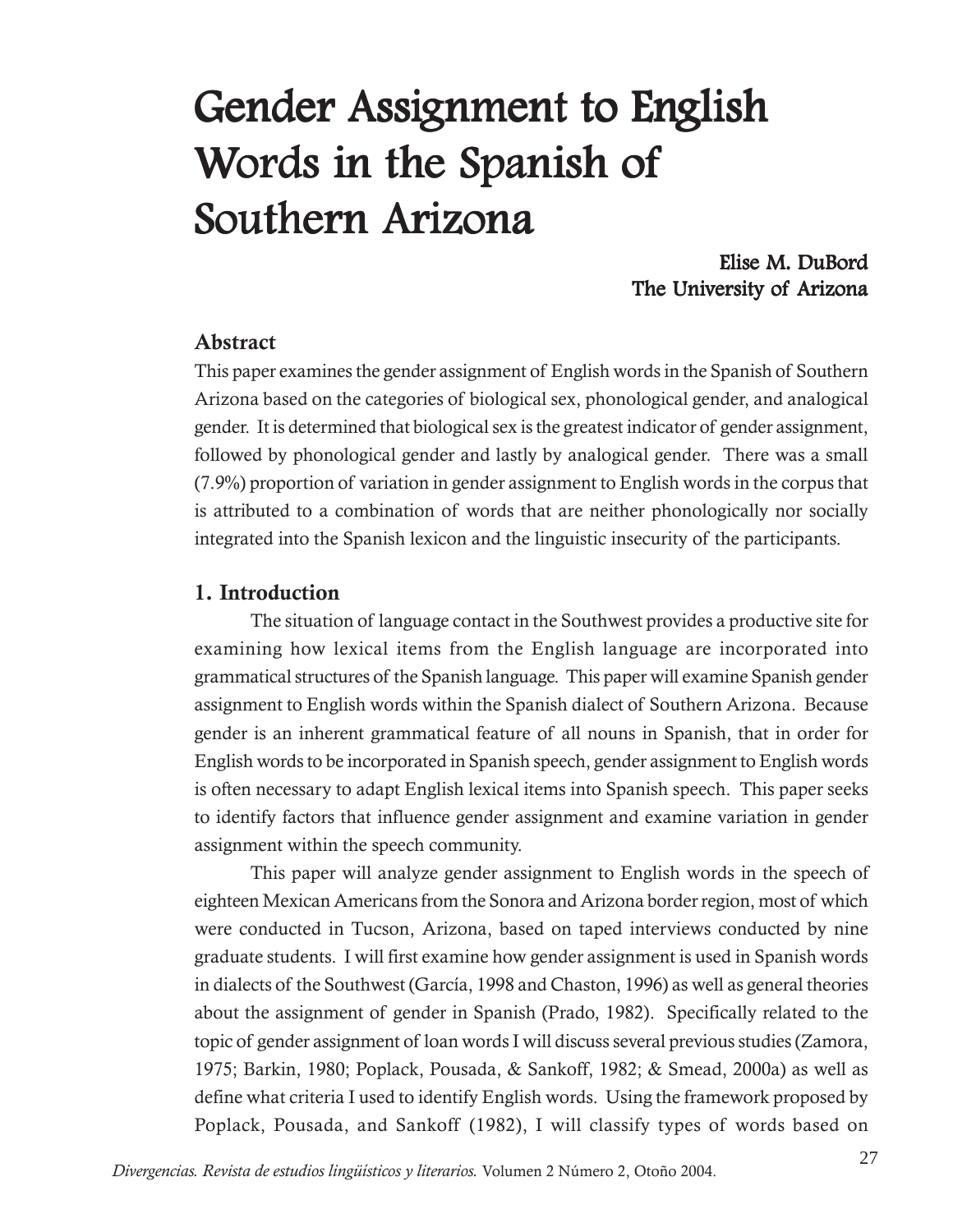# Gender Assignment to English Words in the Spanish of Southern Arizona

**Elise M. DuBord**
**The University of Arizona**

## Abstract

This paper examines the gender assignment of English words in the Spanish of Southern Arizona based on the categories of biological sex, phonological gender, and analogical gender. It is determined that biological sex is the greatest indicator of gender assignment, followed by phonological gender and lastly by analogical gender. There was a small (7.9%) proportion of variation in gender assignment to English words in the corpus that is attributed to a combination of words that are neither phonologically nor socially integrated into the Spanish lexicon and the linguistic insecurity of the participants.

## 1. Introduction

The situation of language contact in the Southwest provides a productive site for examining how lexical items from the English language are incorporated into grammatical structures of the Spanish language. This paper will examine Spanish gender assignment to English words within the Spanish dialect of Southern Arizona. Because gender is an inherent grammatical feature of all nouns in Spanish, that in order for English words to be incorporated in Spanish speech, gender assignment to English words is often necessary to adapt English lexical items into Spanish speech. This paper seeks to identify factors that influence gender assignment and examine variation in gender assignment within the speech community.

This paper will analyze gender assignment to English words in the speech of eighteen Mexican Americans from the Sonora and Arizona border region, most of which were conducted in Tucson, Arizona, based on taped interviews conducted by nine graduate students. I will first examine how gender assignment is used in Spanish words in dialects of the Southwest (García, 1998 and Chaston, 1996) as well as general theories about the assignment of gender in Spanish (Prado, 1982). Specifically related to the topic of gender assignment of loan words I will discuss several previous studies (Zamora, 1975; Barkin, 1980; Poplack, Pousada, & Sankoff, 1982; & Smead, 2000a) as well as define what criteria I used to identify English words. Using the framework proposed by Poplack, Pousada, and Sankoff (1982), I will classify types of words based on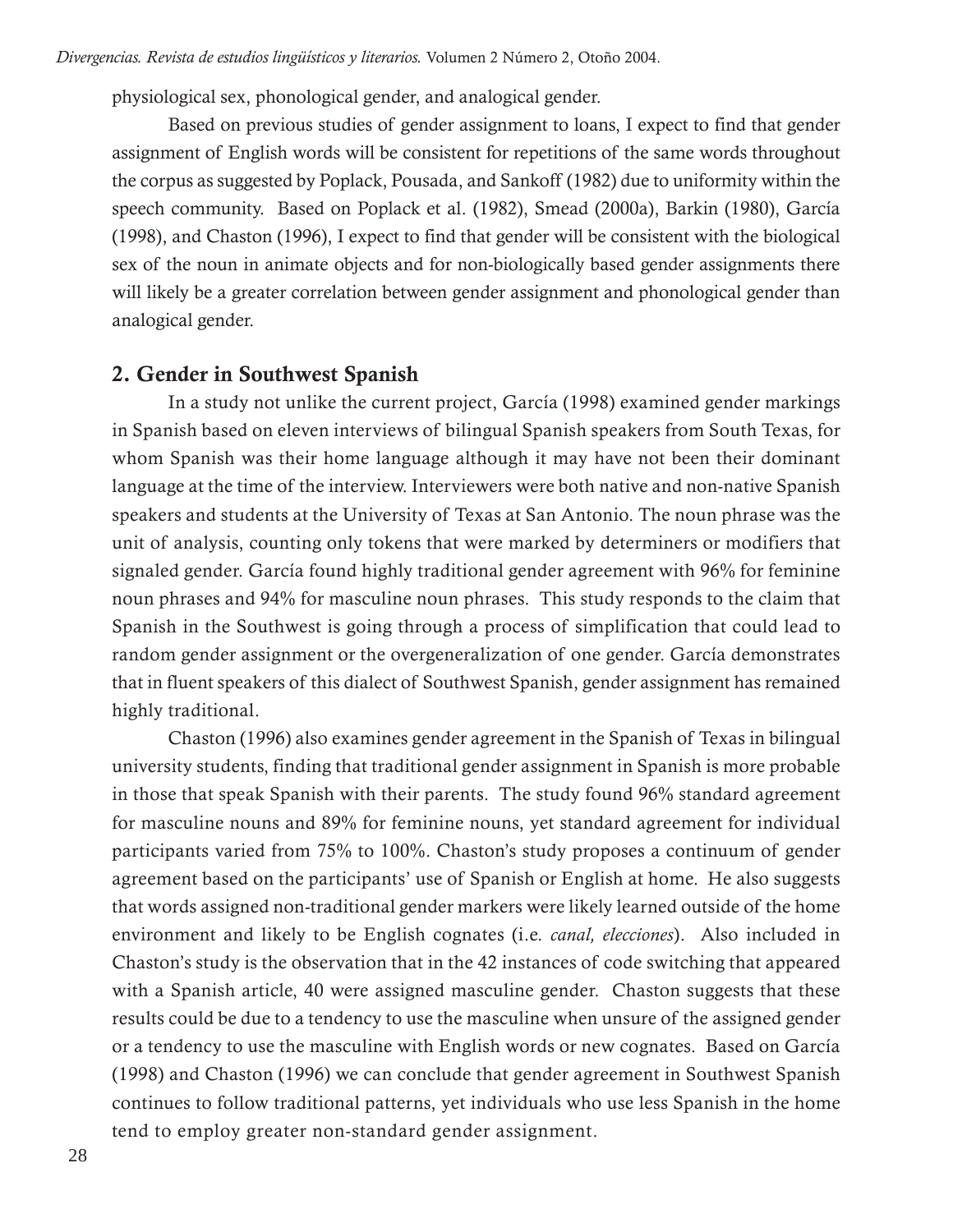physiological sex, phonological gender, and analogical gender.

Based on previous studies of gender assignment to loans, I expect to find that gender assignment of English words will be consistent for repetitions of the same words throughout the corpus as suggested by Poplack, Pousada, and Sankoff (1982) due to uniformity within the speech community. Based on Poplack et al. (1982), Smead (2000a), Barkin (1980), García (1998), and Chaston (1996), I expect to find that gender will be consistent with the biological sex of the noun in animate objects and for non-biologically based gender assignments there will likely be a greater correlation between gender assignment and phonological gender than analogical gender.

## 2. Gender in Southwest Spanish

In a study not unlike the current project, García (1998) examined gender markings in Spanish based on eleven interviews of bilingual Spanish speakers from South Texas, for whom Spanish was their home language although it may have not been their dominant language at the time of the interview. Interviewers were both native and non-native Spanish speakers and students at the University of Texas at San Antonio. The noun phrase was the unit of analysis, counting only tokens that were marked by determiners or modifiers that signaled gender. García found highly traditional gender agreement with 96% for feminine noun phrases and 94% for masculine noun phrases. This study responds to the claim that Spanish in the Southwest is going through a process of simplification that could lead to random gender assignment or the overgeneralization of one gender. García demonstrates that in fluent speakers of this dialect of Southwest Spanish, gender assignment has remained highly traditional.

Chaston (1996) also examines gender agreement in the Spanish of Texas in bilingual university students, finding that traditional gender assignment in Spanish is more probable in those that speak Spanish with their parents. The study found 96% standard agreement for masculine nouns and 89% for feminine nouns, yet standard agreement for individual participants varied from 75% to 100%. Chaston's study proposes a continuum of gender agreement based on the participants' use of Spanish or English at home. He also suggests that words assigned non-traditional gender markers were likely learned outside of the home environment and likely to be English cognates (i.e. *canal, elecciones*). Also included in Chaston's study is the observation that in the 42 instances of code switching that appeared with a Spanish article, 40 were assigned masculine gender. Chaston suggests that these results could be due to a tendency to use the masculine when unsure of the assigned gender or a tendency to use the masculine with English words or new cognates. Based on García (1998) and Chaston (1996) we can conclude that gender agreement in Southwest Spanish continues to follow traditional patterns, yet individuals who use less Spanish in the home tend to employ greater non-standard gender assignment.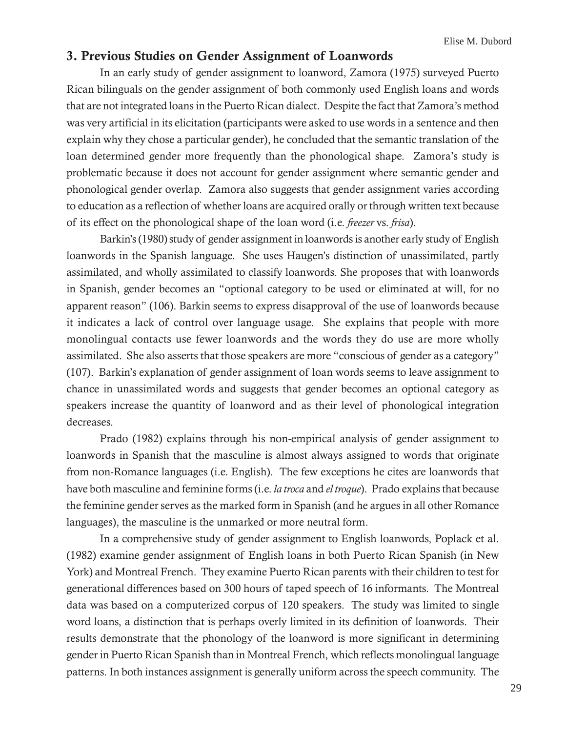## 3. Previous Studies on Gender Assignment of Loanwords

In an early study of gender assignment to loanword, Zamora (1975) surveyed Puerto Rican bilinguals on the gender assignment of both commonly used English loans and words that are not integrated loans in the Puerto Rican dialect. Despite the fact that Zamora's method was very artificial in its elicitation (participants were asked to use words in a sentence and then explain why they chose a particular gender), he concluded that the semantic translation of the loan determined gender more frequently than the phonological shape. Zamora's study is problematic because it does not account for gender assignment where semantic gender and phonological gender overlap. Zamora also suggests that gender assignment varies according to education as a reflection of whether loans are acquired orally or through written text because of its effect on the phonological shape of the loan word (i.e. *freezer* vs. *frisa*).

Barkin's (1980) study of gender assignment in loanwords is another early study of English loanwords in the Spanish language. She uses Haugen's distinction of unassimilated, partly assimilated, and wholly assimilated to classify loanwords. She proposes that with loanwords in Spanish, gender becomes an "optional category to be used or eliminated at will, for no apparent reason" (106). Barkin seems to express disapproval of the use of loanwords because it indicates a lack of control over language usage. She explains that people with more monolingual contacts use fewer loanwords and the words they do use are more wholly assimilated. She also asserts that those speakers are more "conscious of gender as a category" (107). Barkin's explanation of gender assignment of loan words seems to leave assignment to chance in unassimilated words and suggests that gender becomes an optional category as speakers increase the quantity of loanword and as their level of phonological integration decreases.

Prado (1982) explains through his non-empirical analysis of gender assignment to loanwords in Spanish that the masculine is almost always assigned to words that originate from non-Romance languages (i.e. English). The few exceptions he cites are loanwords that have both masculine and feminine forms (i.e. *la troca* and *el troque*). Prado explains that because the feminine gender serves as the marked form in Spanish (and he argues in all other Romance languages), the masculine is the unmarked or more neutral form.

In a comprehensive study of gender assignment to English loanwords, Poplack et al. (1982) examine gender assignment of English loans in both Puerto Rican Spanish (in New York) and Montreal French. They examine Puerto Rican parents with their children to test for generational differences based on 300 hours of taped speech of 16 informants. The Montreal data was based on a computerized corpus of 120 speakers. The study was limited to single word loans, a distinction that is perhaps overly limited in its definition of loanwords. Their results demonstrate that the phonology of the loanword is more significant in determining gender in Puerto Rican Spanish than in Montreal French, which reflects monolingual language patterns. In both instances assignment is generally uniform across the speech community. The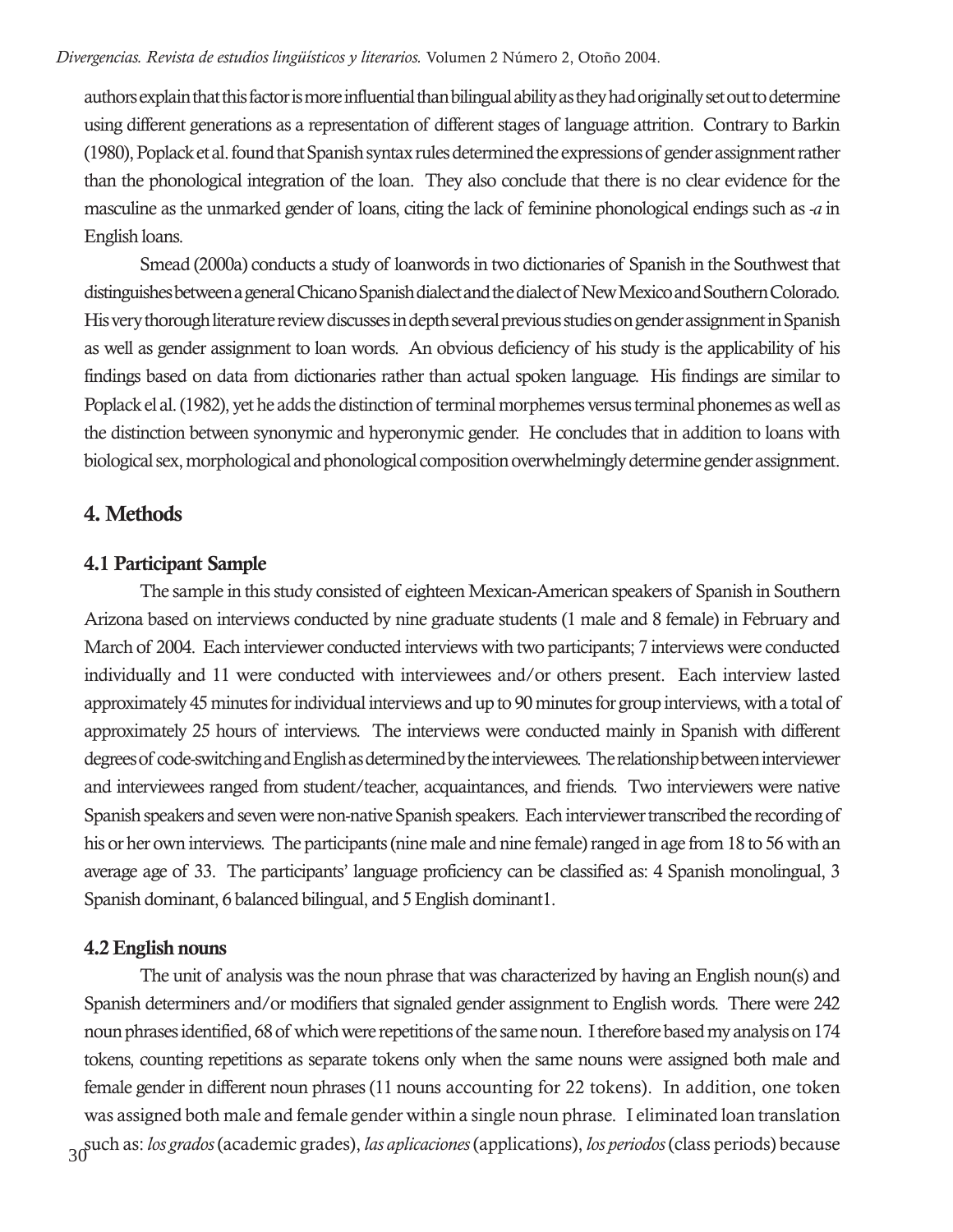authors explain that this factor is more influential than bilingual ability as they had originally set out to determine using different generations as a representation of different stages of language attrition. Contrary to Barkin (1980), Poplack et al. found that Spanish syntax rules determined the expressions of gender assignment rather than the phonological integration of the loan. They also conclude that there is no clear evidence for the masculine as the unmarked gender of loans, citing the lack of feminine phonological endings such as *-a* in English loans.

Smead (2000a) conducts a study of loanwords in two dictionaries of Spanish in the Southwest that distinguishes between a general Chicano Spanish dialect and the dialect of New Mexico and Southern Colorado. His very thorough literature review discusses in depth several previous studies on gender assignment in Spanish as well as gender assignment to loan words. An obvious deficiency of his study is the applicability of his findings based on data from dictionaries rather than actual spoken language. His findings are similar to Poplack el al. (1982), yet he adds the distinction of terminal morphemes versus terminal phonemes as well as the distinction between synonymic and hyperonymic gender. He concludes that in addition to loans with biological sex, morphological and phonological composition overwhelmingly determine gender assignment.

## 4. Methods

### 4.1 Participant Sample

The sample in this study consisted of eighteen Mexican-American speakers of Spanish in Southern Arizona based on interviews conducted by nine graduate students (1 male and 8 female) in February and March of 2004. Each interviewer conducted interviews with two participants; 7 interviews were conducted individually and 11 were conducted with interviewees and/or others present. Each interview lasted approximately 45 minutes for individual interviews and up to 90 minutes for group interviews, with a total of approximately 25 hours of interviews. The interviews were conducted mainly in Spanish with different degrees of code-switching and English as determined by the interviewees. The relationship between interviewer and interviewees ranged from student/teacher, acquaintances, and friends. Two interviewers were native Spanish speakers and seven were non-native Spanish speakers. Each interviewer transcribed the recording of his or her own interviews. The participants (nine male and nine female) ranged in age from 18 to 56 with an average age of 33. The participants' language proficiency can be classified as: 4 Spanish monolingual, 3 Spanish dominant, 6 balanced bilingual, and 5 English dominant1.

### 4.2 English nouns

The unit of analysis was the noun phrase that was characterized by having an English noun(s) and Spanish determiners and/or modifiers that signaled gender assignment to English words. There were 242 noun phrases identified, 68 of which were repetitions of the same noun. I therefore based my analysis on 174 tokens, counting repetitions as separate tokens only when the same nouns were assigned both male and female gender in different noun phrases (11 nouns accounting for 22 tokens). In addition, one token was assigned both male and female gender within a single noun phrase. I eliminated loan translation such as: *los grados* (academic grades), *las aplicaciones* (applications), *los periodos* (class periods) because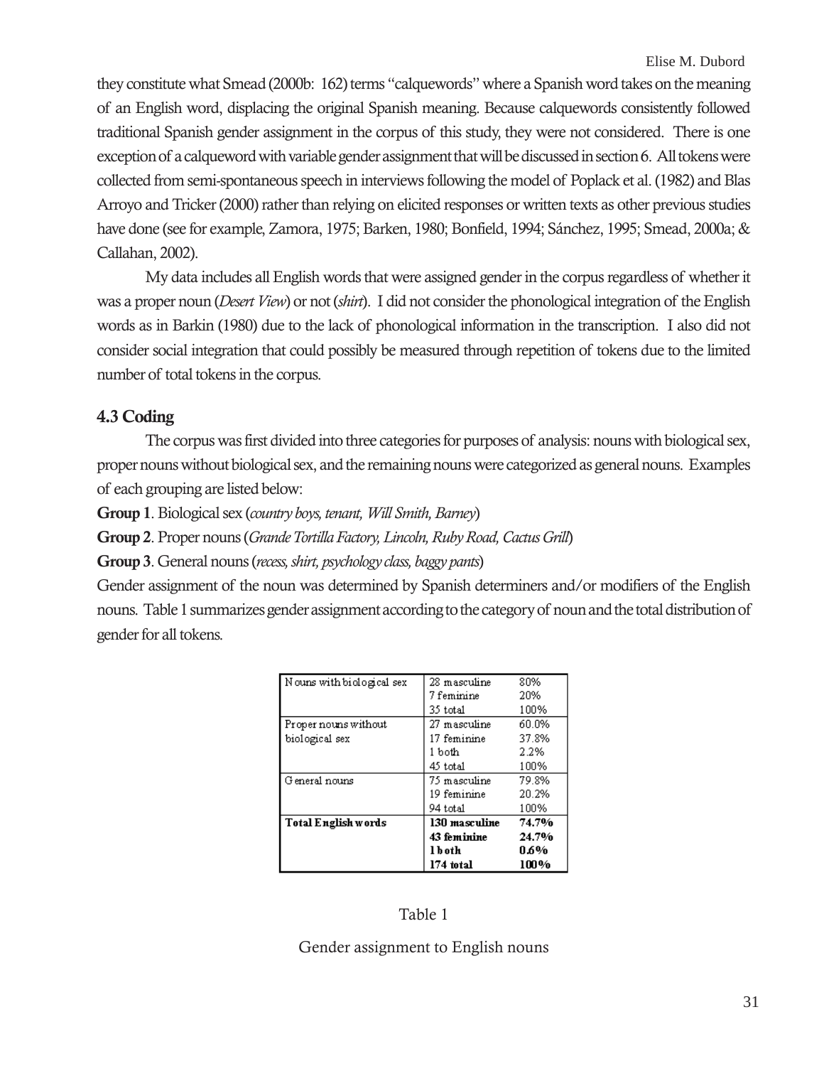they constitute what Smead (2000b: 162) terms "calquewords" where a Spanish word takes on the meaning of an English word, displacing the original Spanish meaning. Because calquewords consistently followed traditional Spanish gender assignment in the corpus of this study, they were not considered. There is one exception of a calqueword with variable gender assignment that will be discussed in section 6. All tokens were collected from semi-spontaneous speech in interviews following the model of Poplack et al. (1982) and Blas Arroyo and Tricker (2000) rather than relying on elicited responses or written texts as other previous studies have done (see for example, Zamora, 1975; Barken, 1980; Bonfield, 1994; Sánchez, 1995; Smead, 2000a; & Callahan, 2002).

My data includes all English words that were assigned gender in the corpus regardless of whether it was a proper noun (*Desert View*) or not (*shirt*). I did not consider the phonological integration of the English words as in Barkin (1980) due to the lack of phonological information in the transcription. I also did not consider social integration that could possibly be measured through repetition of tokens due to the limited number of total tokens in the corpus.

### 4.3 Coding

The corpus was first divided into three categories for purposes of analysis: nouns with biological sex, proper nouns without biological sex, and the remaining nouns were categorized as general nouns. Examples of each grouping are listed below:

**Group 1**. Biological sex (*country boys, tenant, Will Smith, Barney*)

**Group 2**. Proper nouns (*Grande Tortilla Factory, Lincoln, Ruby Road, Cactus Grill*)

**Group 3**. General nouns (*recess, shirt, psychology class, baggy pants*)

Gender assignment of the noun was determined by Spanish determiners and/or modifiers of the English nouns. Table 1 summarizes gender assignment according to the category of noun and the total distribution of gender for all tokens.

| Category | Gender | % |
|---|---|---|
| Nouns with biological sex | 28 masculine | 80% |
| | 7 feminine | 20% |
| | 35 total | 100% |
| Proper nouns without biological sex | 27 masculine | 60.0% |
| | 17 feminine | 37.8% |
| | 1 both | 2.2% |
| | 45 total | 100% |
| General nouns | 75 masculine | 79.8% |
| | 19 feminine | 20.2% |
| | 94 total | 100% |
| **Total English words** | **130 masculine** | **74.7%** |
| | **43 feminine** | **24.7%** |
| | **1 both** | **0.6%** |
| | **174 total** | **100%** |

Table 1

Gender assignment to English nouns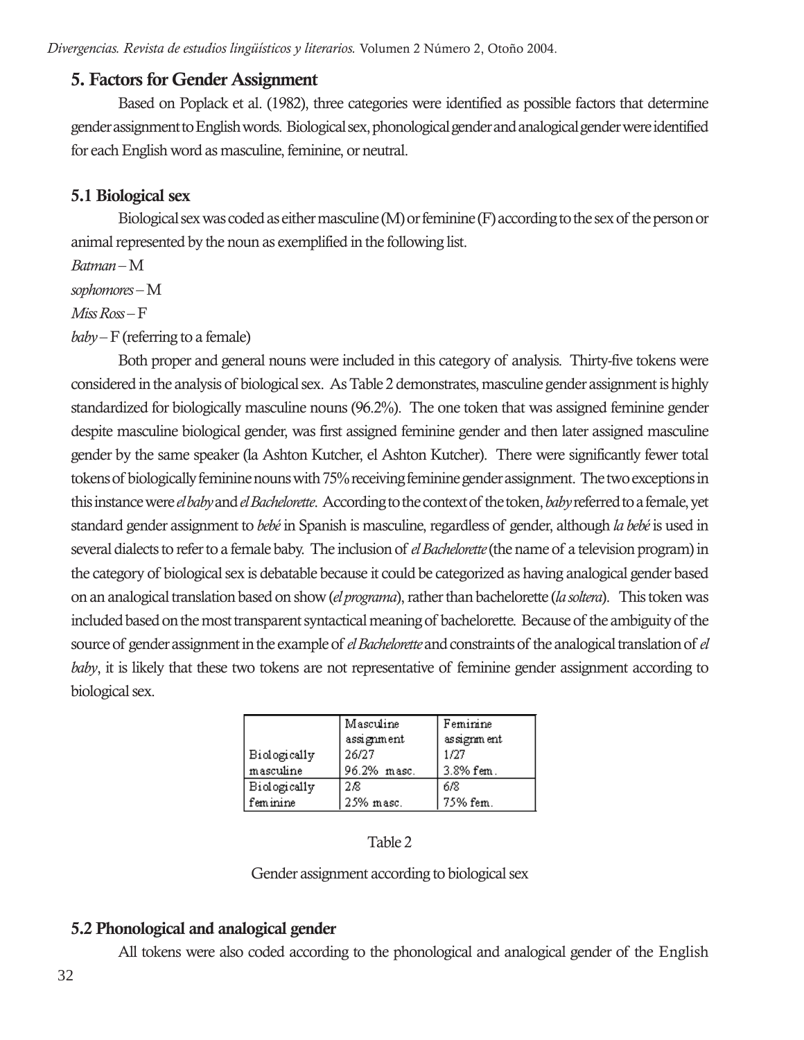## 5. Factors for Gender Assignment

Based on Poplack et al. (1982), three categories were identified as possible factors that determine gender assignment to English words. Biological sex, phonological gender and analogical gender were identified for each English word as masculine, feminine, or neutral.

### 5.1 Biological sex

Biological sex was coded as either masculine (M) or feminine (F) according to the sex of the person or animal represented by the noun as exemplified in the following list.

*Batman* – M

*sophomores* – M

*Miss Ross* – F

*baby* – F (referring to a female)

Both proper and general nouns were included in this category of analysis. Thirty-five tokens were considered in the analysis of biological sex. As Table 2 demonstrates, masculine gender assignment is highly standardized for biologically masculine nouns (96.2%). The one token that was assigned feminine gender despite masculine biological gender, was first assigned feminine gender and then later assigned masculine gender by the same speaker (la Ashton Kutcher, el Ashton Kutcher). There were significantly fewer total tokens of biologically feminine nouns with 75% receiving feminine gender assignment. The two exceptions in this instance were *el baby* and *el Bachelorette*. According to the context of the token, *baby* referred to a female, yet standard gender assignment to *bebé* in Spanish is masculine, regardless of gender, although *la bebé* is used in several dialects to refer to a female baby. The inclusion of *el Bachelorette* (the name of a television program) in the category of biological sex is debatable because it could be categorized as having analogical gender based on an analogical translation based on show (*el programa*), rather than bachelorette (*la soltera*). This token was included based on the most transparent syntactical meaning of bachelorette. Because of the ambiguity of the source of gender assignment in the example of *el Bachelorette* and constraints of the analogical translation of *el baby*, it is likely that these two tokens are not representative of feminine gender assignment according to biological sex.

| | Masculine assignment | Feminine assignment |
|---|---|---|
| Biologically masculine | 26/27<br>96.2% masc. | 1/27<br>3.8% fem. |
| Biologically feminine | 2/8<br>25% masc. | 6/8<br>75% fem. |

Table 2

Gender assignment according to biological sex

### 5.2 Phonological and analogical gender

All tokens were also coded according to the phonological and analogical gender of the English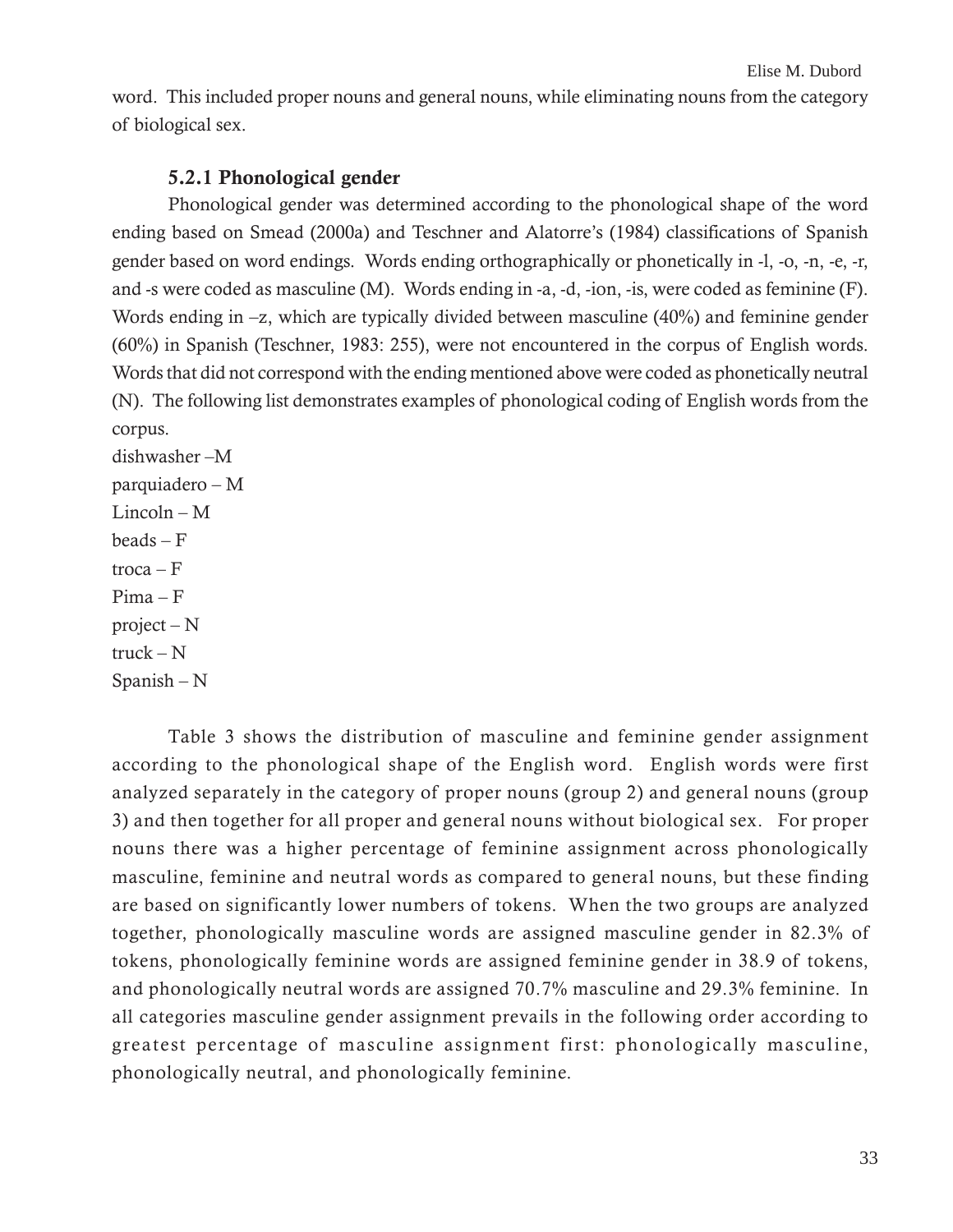word. This included proper nouns and general nouns, while eliminating nouns from the category of biological sex.

### 5.2.1 Phonological gender

Phonological gender was determined according to the phonological shape of the word ending based on Smead (2000a) and Teschner and Alatorre's (1984) classifications of Spanish gender based on word endings. Words ending orthographically or phonetically in -l, -o, -n, -e, -r, and -s were coded as masculine (M). Words ending in -a, -d, -ion, -is, were coded as feminine (F). Words ending in –z, which are typically divided between masculine (40%) and feminine gender (60%) in Spanish (Teschner, 1983: 255), were not encountered in the corpus of English words. Words that did not correspond with the ending mentioned above were coded as phonetically neutral (N). The following list demonstrates examples of phonological coding of English words from the corpus.

dishwasher –M
parquiadero – M
Lincoln – M
beads – F
troca – F
Pima – F
project – N
truck – N
Spanish – N

Table 3 shows the distribution of masculine and feminine gender assignment according to the phonological shape of the English word. English words were first analyzed separately in the category of proper nouns (group 2) and general nouns (group 3) and then together for all proper and general nouns without biological sex. For proper nouns there was a higher percentage of feminine assignment across phonologically masculine, feminine and neutral words as compared to general nouns, but these finding are based on significantly lower numbers of tokens. When the two groups are analyzed together, phonologically masculine words are assigned masculine gender in 82.3% of tokens, phonologically feminine words are assigned feminine gender in 38.9 of tokens, and phonologically neutral words are assigned 70.7% masculine and 29.3% feminine. In all categories masculine gender assignment prevails in the following order according to greatest percentage of masculine assignment first: phonologically masculine, phonologically neutral, and phonologically feminine.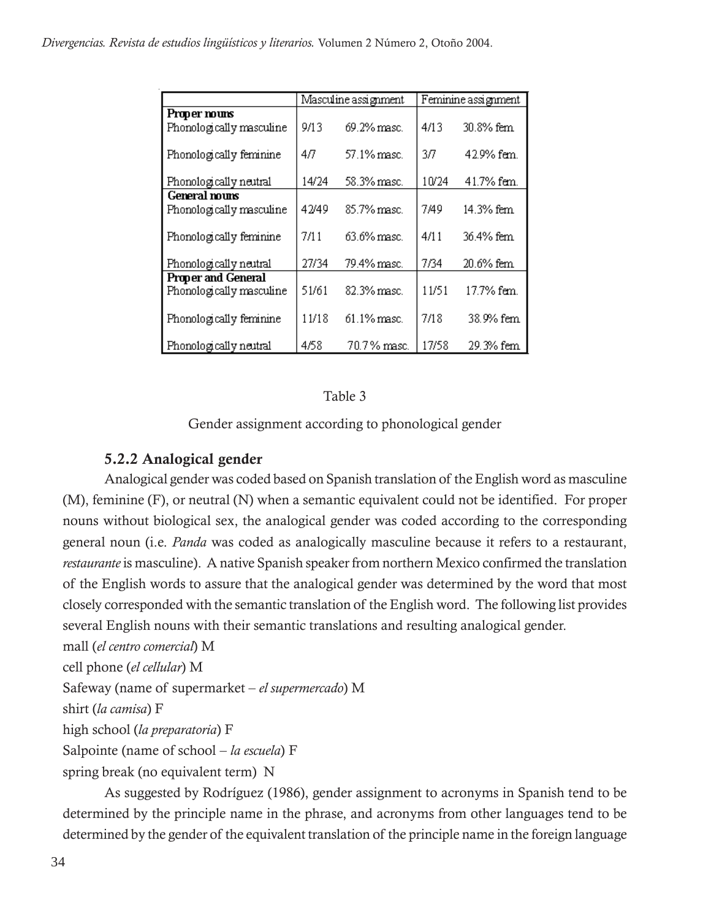| | Masculine assignment | | Feminine assignment | |
|---|---|---|---|---|
| **Proper nouns** | | | | |
| Phonologically masculine | 9/13 | 69.2% masc. | 4/13 | 30.8% fem. |
| Phonologically feminine | 4/7 | 57.1% masc. | 3/7 | 42.9% fem. |
| Phonologically neutral | 14/24 | 58.3% masc. | 10/24 | 41.7% fem. |
| **General nouns** | | | | |
| Phonologically masculine | 42/49 | 85.7% masc. | 7/49 | 14.3% fem. |
| Phonologically feminine | 7/11 | 63.6% masc. | 4/11 | 36.4% fem. |
| Phonologically neutral | 27/34 | 79.4% masc. | 7/34 | 20.6% fem. |
| **Proper and General** | | | | |
| Phonologically masculine | 51/61 | 82.3% masc. | 11/51 | 17.7% fem. |
| Phonologically feminine | 11/18 | 61.1% masc. | 7/18 | 38.9% fem. |
| Phonologically neutral | 4/58 | 70.7% masc. | 17/58 | 29.3% fem. |

Table 3

Gender assignment according to phonological gender

### 5.2.2 Analogical gender

Analogical gender was coded based on Spanish translation of the English word as masculine (M), feminine (F), or neutral (N) when a semantic equivalent could not be identified. For proper nouns without biological sex, the analogical gender was coded according to the corresponding general noun (i.e. *Panda* was coded as analogically masculine because it refers to a restaurant, *restaurante* is masculine). A native Spanish speaker from northern Mexico confirmed the translation of the English words to assure that the analogical gender was determined by the word that most closely corresponded with the semantic translation of the English word. The following list provides several English nouns with their semantic translations and resulting analogical gender.

mall (*el centro comercial*) M
cell phone (*el cellular*) M
Safeway (name of supermarket – *el supermercado*) M
shirt (*la camisa*) F
high school (*la preparatoria*) F
Salpointe (name of school – *la escuela*) F
spring break (no equivalent term) N

As suggested by Rodríguez (1986), gender assignment to acronyms in Spanish tend to be determined by the principle name in the phrase, and acronyms from other languages tend to be determined by the gender of the equivalent translation of the principle name in the foreign language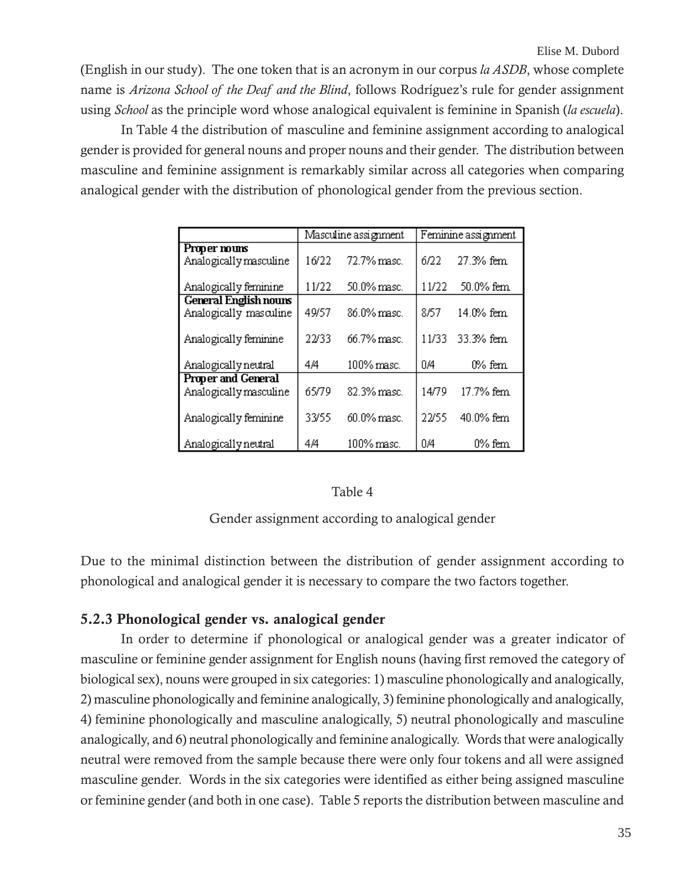(English in our study). The one token that is an acronym in our corpus *la ASDB*, whose complete name is *Arizona School of the Deaf and the Blind*, follows Rodríguez's rule for gender assignment using *School* as the principle word whose analogical equivalent is feminine in Spanish (*la escuela*).

In Table 4 the distribution of masculine and feminine assignment according to analogical gender is provided for general nouns and proper nouns and their gender. The distribution between masculine and feminine assignment is remarkably similar across all categories when comparing analogical gender with the distribution of phonological gender from the previous section.

| | Masculine assignment | | Feminine assignment | |
|---|---|---|---|---|
| **Proper nouns** | | | | |
| Analogically masculine | 16/22 | 72.7% masc. | 6/22 | 27.3% fem. |
| Analogically feminine | 11/22 | 50.0% masc. | 11/22 | 50.0% fem. |
| **General English nouns** | | | | |
| Analogically masculine | 49/57 | 86.0% masc. | 8/57 | 14.0% fem. |
| Analogically feminine | 22/33 | 66.7% masc. | 11/33 | 33.3% fem. |
| Analogically neutral | 4/4 | 100% masc. | 0/4 | 0% fem. |
| **Proper and General** | | | | |
| Analogically masculine | 65/79 | 82.3% masc. | 14/79 | 17.7% fem. |
| Analogically feminine | 33/55 | 60.0% masc. | 22/55 | 40.0% fem. |
| Analogically neutral | 4/4 | 100% masc. | 0/4 | 0% fem. |

Table 4

Gender assignment according to analogical gender

Due to the minimal distinction between the distribution of gender assignment according to phonological and analogical gender it is necessary to compare the two factors together.

### 5.2.3 Phonological gender vs. analogical gender

In order to determine if phonological or analogical gender was a greater indicator of masculine or feminine gender assignment for English nouns (having first removed the category of biological sex), nouns were grouped in six categories: 1) masculine phonologically and analogically, 2) masculine phonologically and feminine analogically, 3) feminine phonologically and analogically, 4) feminine phonologically and masculine analogically, 5) neutral phonologically and masculine analogically, and 6) neutral phonologically and feminine analogically. Words that were analogically neutral were removed from the sample because there were only four tokens and all were assigned masculine gender. Words in the six categories were identified as either being assigned masculine or feminine gender (and both in one case). Table 5 reports the distribution between masculine and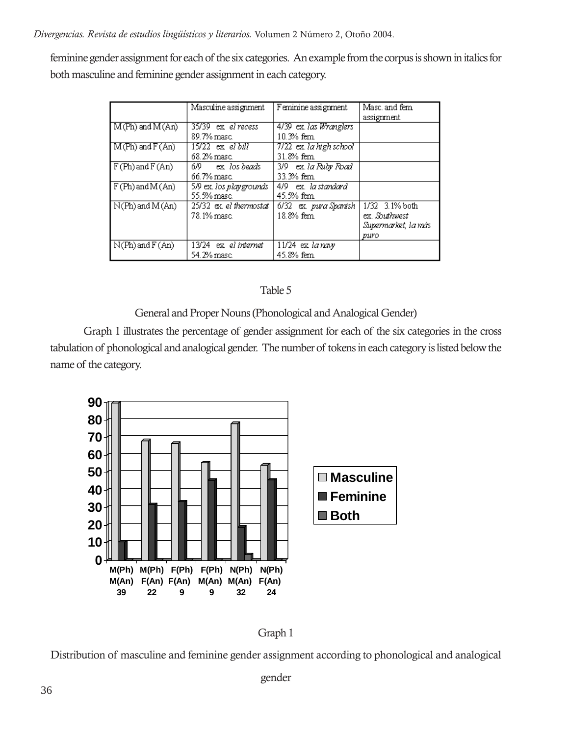feminine gender assignment for each of the six categories. An example from the corpus is shown in italics for both masculine and feminine gender assignment in each category.

| | Masculine assignment | Feminine assignment | Masc. and fem. assignment |
|---|---|---|---|
| M (Ph) and M (An) | 35/39 ex. *el recess* 89.7% masc. | 4/39 ex. *las Wranglers* 10.3% fem. | |
| M (Ph) and F (An) | 15/22 ex. *el bill* 68.2% masc. | 7/22 ex. *la high school* 31.8% fem. | |
| F (Ph) and F (An) | 6/9 ex. *los beads* 66.7% masc. | 3/9 ex. *la Ruby Road* 33.3% fem. | |
| F (Ph) and M (An) | 5/9 ex. *los playgrounds* 55.5% masc. | 4/9 ex. *la standard* 45.5% fem. | |
| N (Ph) and M (An) | 25/32 ex. *el thermostat* 78.1% masc. | 6/32 ex. *pura Spanish* 18.8% fem. | 1/32 3.1% both ex. *Southwest Supermarket, la más puro* |
| N (Ph) and F (An) | 13/24 ex. *el internet* 54.2% masc. | 11/24 ex. *la navy* 45.8% fem. | |

Table 5

General and Proper Nouns (Phonological and Analogical Gender)

Graph 1 illustrates the percentage of gender assignment for each of the six categories in the cross tabulation of phonological and analogical gender. The number of tokens in each category is listed below the name of the category.

Graph 1

Distribution of masculine and feminine gender assignment according to phonological and analogical gender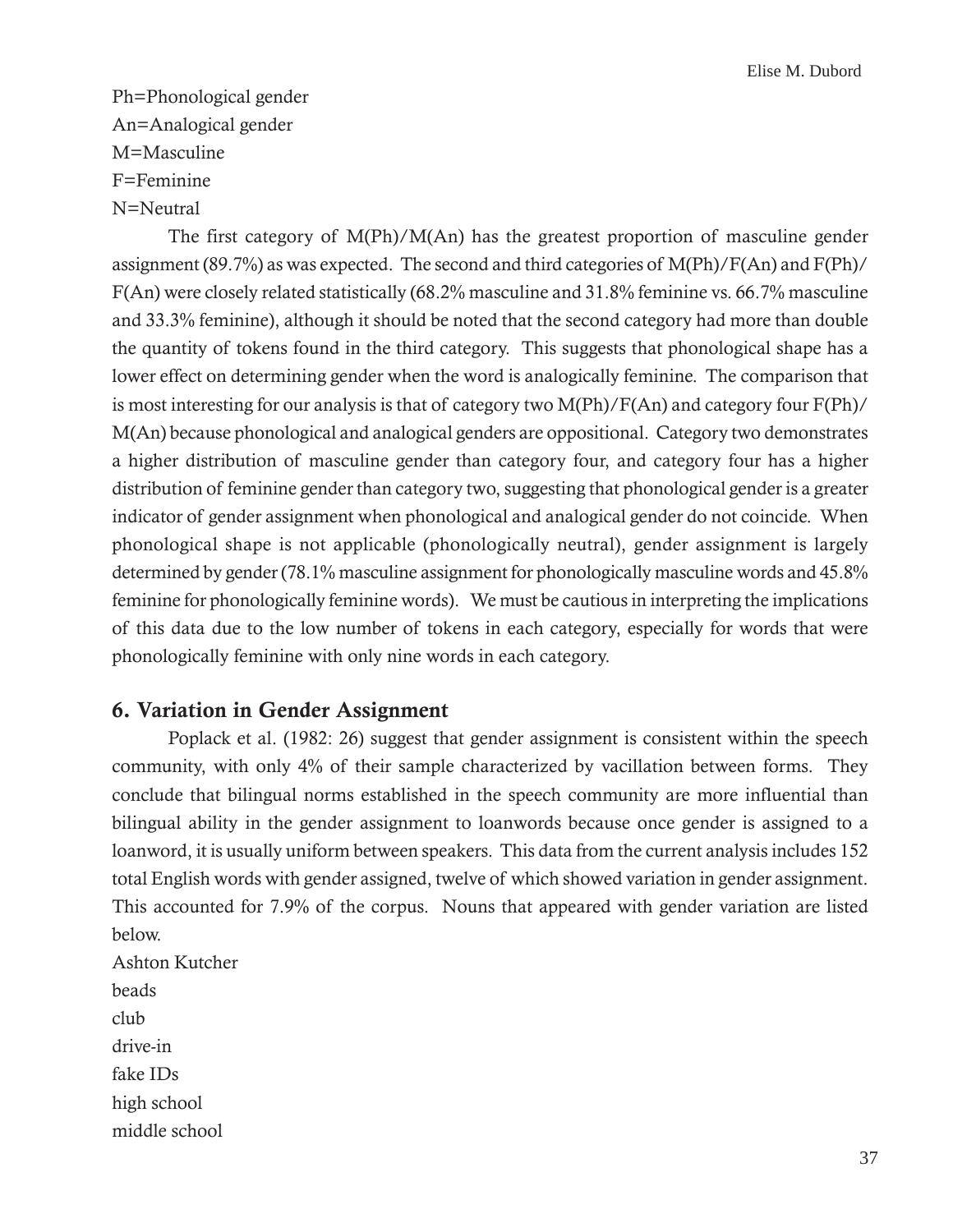Ph=Phonological gender
An=Analogical gender
M=Masculine
F=Feminine
N=Neutral

The first category of M(Ph)/M(An) has the greatest proportion of masculine gender assignment (89.7%) as was expected. The second and third categories of M(Ph)/F(An) and F(Ph)/F(An) were closely related statistically (68.2% masculine and 31.8% feminine vs. 66.7% masculine and 33.3% feminine), although it should be noted that the second category had more than double the quantity of tokens found in the third category. This suggests that phonological shape has a lower effect on determining gender when the word is analogically feminine. The comparison that is most interesting for our analysis is that of category two M(Ph)/F(An) and category four F(Ph)/M(An) because phonological and analogical genders are oppositional. Category two demonstrates a higher distribution of masculine gender than category four, and category four has a higher distribution of feminine gender than category two, suggesting that phonological gender is a greater indicator of gender assignment when phonological and analogical gender do not coincide. When phonological shape is not applicable (phonologically neutral), gender assignment is largely determined by gender (78.1% masculine assignment for phonologically masculine words and 45.8% feminine for phonologically feminine words). We must be cautious in interpreting the implications of this data due to the low number of tokens in each category, especially for words that were phonologically feminine with only nine words in each category.

## 6. Variation in Gender Assignment

Poplack et al. (1982: 26) suggest that gender assignment is consistent within the speech community, with only 4% of their sample characterized by vacillation between forms. They conclude that bilingual norms established in the speech community are more influential than bilingual ability in the gender assignment to loanwords because once gender is assigned to a loanword, it is usually uniform between speakers. This data from the current analysis includes 152 total English words with gender assigned, twelve of which showed variation in gender assignment. This accounted for 7.9% of the corpus. Nouns that appeared with gender variation are listed below.

Ashton Kutcher
beads
club
drive-in
fake IDs
high school
middle school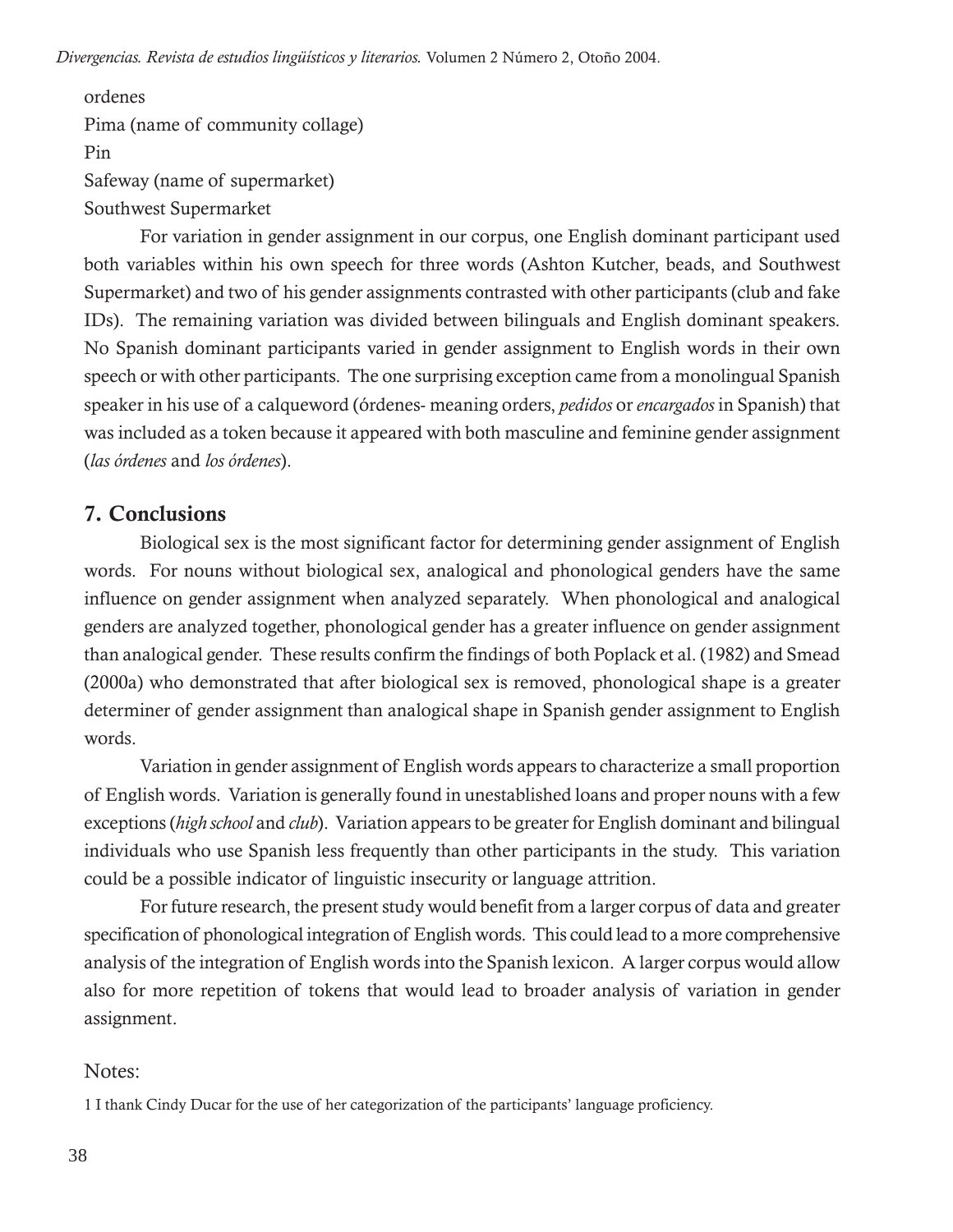ordenes

Pima (name of community collage)

Pin

Safeway (name of supermarket)

Southwest Supermarket

For variation in gender assignment in our corpus, one English dominant participant used both variables within his own speech for three words (Ashton Kutcher, beads, and Southwest Supermarket) and two of his gender assignments contrasted with other participants (club and fake IDs). The remaining variation was divided between bilinguals and English dominant speakers. No Spanish dominant participants varied in gender assignment to English words in their own speech or with other participants. The one surprising exception came from a monolingual Spanish speaker in his use of a calqueword (órdenes- meaning orders, *pedidos* or *encargados* in Spanish) that was included as a token because it appeared with both masculine and feminine gender assignment (*las órdenes* and *los órdenes*).

## 7. Conclusions

Biological sex is the most significant factor for determining gender assignment of English words. For nouns without biological sex, analogical and phonological genders have the same influence on gender assignment when analyzed separately. When phonological and analogical genders are analyzed together, phonological gender has a greater influence on gender assignment than analogical gender. These results confirm the findings of both Poplack et al. (1982) and Smead (2000a) who demonstrated that after biological sex is removed, phonological shape is a greater determiner of gender assignment than analogical shape in Spanish gender assignment to English words.

Variation in gender assignment of English words appears to characterize a small proportion of English words. Variation is generally found in unestablished loans and proper nouns with a few exceptions (*high school* and *club*). Variation appears to be greater for English dominant and bilingual individuals who use Spanish less frequently than other participants in the study. This variation could be a possible indicator of linguistic insecurity or language attrition.

For future research, the present study would benefit from a larger corpus of data and greater specification of phonological integration of English words. This could lead to a more comprehensive analysis of the integration of English words into the Spanish lexicon. A larger corpus would allow also for more repetition of tokens that would lead to broader analysis of variation in gender assignment.

Notes:

1 I thank Cindy Ducar for the use of her categorization of the participants' language proficiency.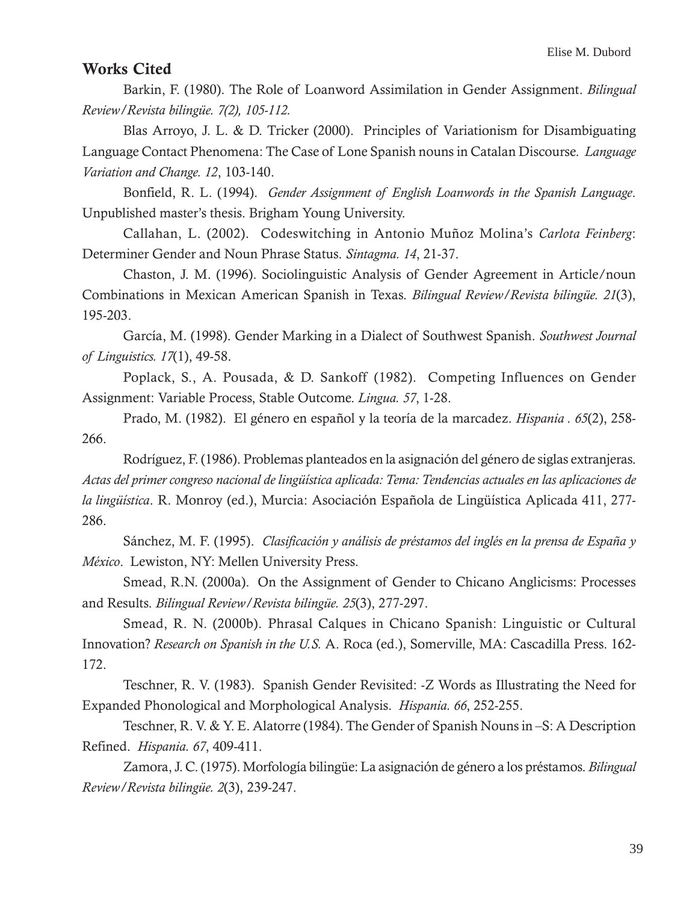## Works Cited

Barkin, F. (1980). The Role of Loanword Assimilation in Gender Assignment. *Bilingual Review/Revista bilingüe. 7(2), 105-112.*

Blas Arroyo, J. L. & D. Tricker (2000). Principles of Variationism for Disambiguating Language Contact Phenomena: The Case of Lone Spanish nouns in Catalan Discourse. *Language Variation and Change. 12*, 103-140.

Bonfield, R. L. (1994). *Gender Assignment of English Loanwords in the Spanish Language*. Unpublished master's thesis. Brigham Young University.

Callahan, L. (2002). Codeswitching in Antonio Muñoz Molina's *Carlota Feinberg*: Determiner Gender and Noun Phrase Status. *Sintagma. 14*, 21-37.

Chaston, J. M. (1996). Sociolinguistic Analysis of Gender Agreement in Article/noun Combinations in Mexican American Spanish in Texas. *Bilingual Review/Revista bilingüe. 21*(3), 195-203.

García, M. (1998). Gender Marking in a Dialect of Southwest Spanish. *Southwest Journal of Linguistics. 17*(1), 49-58.

Poplack, S., A. Pousada, & D. Sankoff (1982). Competing Influences on Gender Assignment: Variable Process, Stable Outcome. *Lingua. 57*, 1-28.

Prado, M. (1982). El género en español y la teoría de la marcadez. *Hispania . 65*(2), 258-266.

Rodríguez, F. (1986). Problemas planteados en la asignación del género de siglas extranjeras. *Actas del primer congreso nacional de lingüística aplicada: Tema: Tendencias actuales en las aplicaciones de la lingüística*. R. Monroy (ed.), Murcia: Asociación Española de Lingüística Aplicada 411, 277-286.

Sánchez, M. F. (1995). *Clasificación y análisis de préstamos del inglés en la prensa de España y México*. Lewiston, NY: Mellen University Press.

Smead, R.N. (2000a). On the Assignment of Gender to Chicano Anglicisms: Processes and Results. *Bilingual Review/Revista bilingüe. 25*(3), 277-297.

Smead, R. N. (2000b). Phrasal Calques in Chicano Spanish: Linguistic or Cultural Innovation? *Research on Spanish in the U.S.* A. Roca (ed.), Somerville, MA: Cascadilla Press. 162-172.

Teschner, R. V. (1983). Spanish Gender Revisited: -Z Words as Illustrating the Need for Expanded Phonological and Morphological Analysis. *Hispania. 66*, 252-255.

Teschner, R. V. & Y. E. Alatorre (1984). The Gender of Spanish Nouns in –S: A Description Refined. *Hispania. 67*, 409-411.

Zamora, J. C. (1975). Morfología bilingüe: La asignación de género a los préstamos. *Bilingual Review/Revista bilingüe. 2*(3), 239-247.